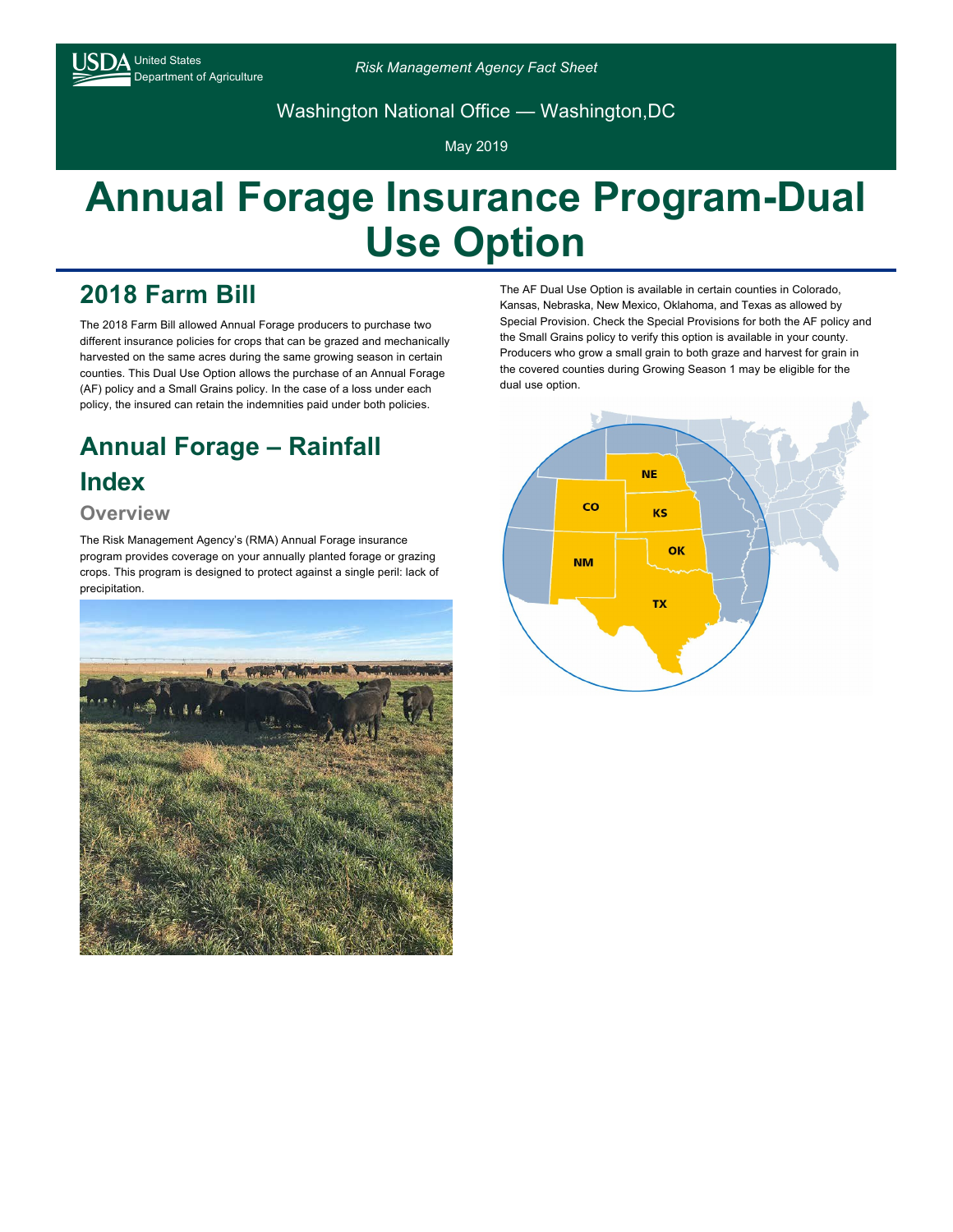Risk Management Agency Fact Sheet

Washington National Office — Washington,DC

May 2019

# Annual Forage Insurance Program-Dual Use Option

## 2018 Farm Bill

The 2018 Farm Bill allowed Annual Forage producers to purchase two different insurance policies for crops that can be grazed and mechanically harvested on the same acres during the same growing season in certain counties. This Dual Use Option allows the purchase of an Annual Forage (AF) policy and a Small Grains policy. In the case of a loss under each policy, the insured can retain the indemnities paid under both policies.

## Annual Forage – Rainfall Index

### Overview

The Risk Management Agency's (RMA) Annual Forage insurance program provides coverage on your annually planted forage or grazing crops. This program is designed to protect against a single peril: lack of precipitation.

The AF Dual Use Option is available in certain counties in Colorado, Kansas, Nebraska, New Mexico, Oklahoma, and Texas as allowed by Special Provision. Check the Special Provisions for both the AF policy and the Small Grains policy to verify this option is available in your county. Producers who grow a small grain to both graze and harvest for grain in the covered counties during Growing Season 1 may be eligible for the dual use option.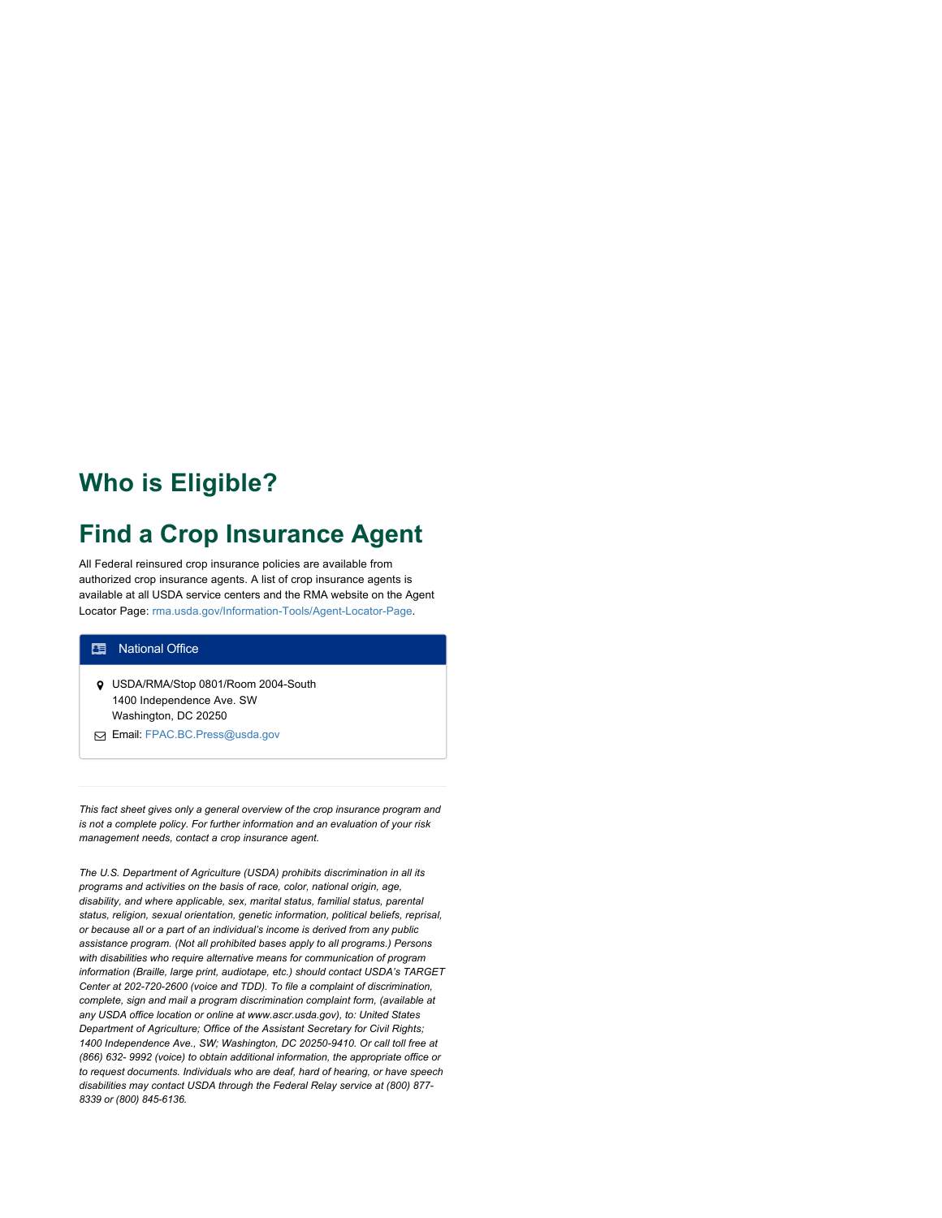## Who is Eligible?

## Find a Crop Insurance Agent

All Federal reinsured crop insurance policies are available from authorized crop insurance agents. A list of crop insurance agents is available at all USDA service centers and the RMA website on the Agent Locator Page: rma.usda.gov/Information-Tools/Agent-Locator-Page.

**National Office**

USDA/RMA/Stop 0801/Room 2004-South
1400 Independence Ave. SW
Washington, DC 20250

Email: FPAC.BC.Press@usda.gov

---

*This fact sheet gives only a general overview of the crop insurance program and is not a complete policy. For further information and an evaluation of your risk management needs, contact a crop insurance agent.*

*The U.S. Department of Agriculture (USDA) prohibits discrimination in all its programs and activities on the basis of race, color, national origin, age, disability, and where applicable, sex, marital status, familial status, parental status, religion, sexual orientation, genetic information, political beliefs, reprisal, or because all or a part of an individual's income is derived from any public assistance program. (Not all prohibited bases apply to all programs.) Persons with disabilities who require alternative means for communication of program information (Braille, large print, audiotape, etc.) should contact USDA's TARGET Center at 202-720-2600 (voice and TDD). To file a complaint of discrimination, complete, sign and mail a program discrimination complaint form, (available at any USDA office location or online at www.ascr.usda.gov), to: United States Department of Agriculture; Office of the Assistant Secretary for Civil Rights; 1400 Independence Ave., SW; Washington, DC 20250-9410. Or call toll free at (866) 632- 9992 (voice) to obtain additional information, the appropriate office or to request documents. Individuals who are deaf, hard of hearing, or have speech disabilities may contact USDA through the Federal Relay service at (800) 877-8339 or (800) 845-6136.*